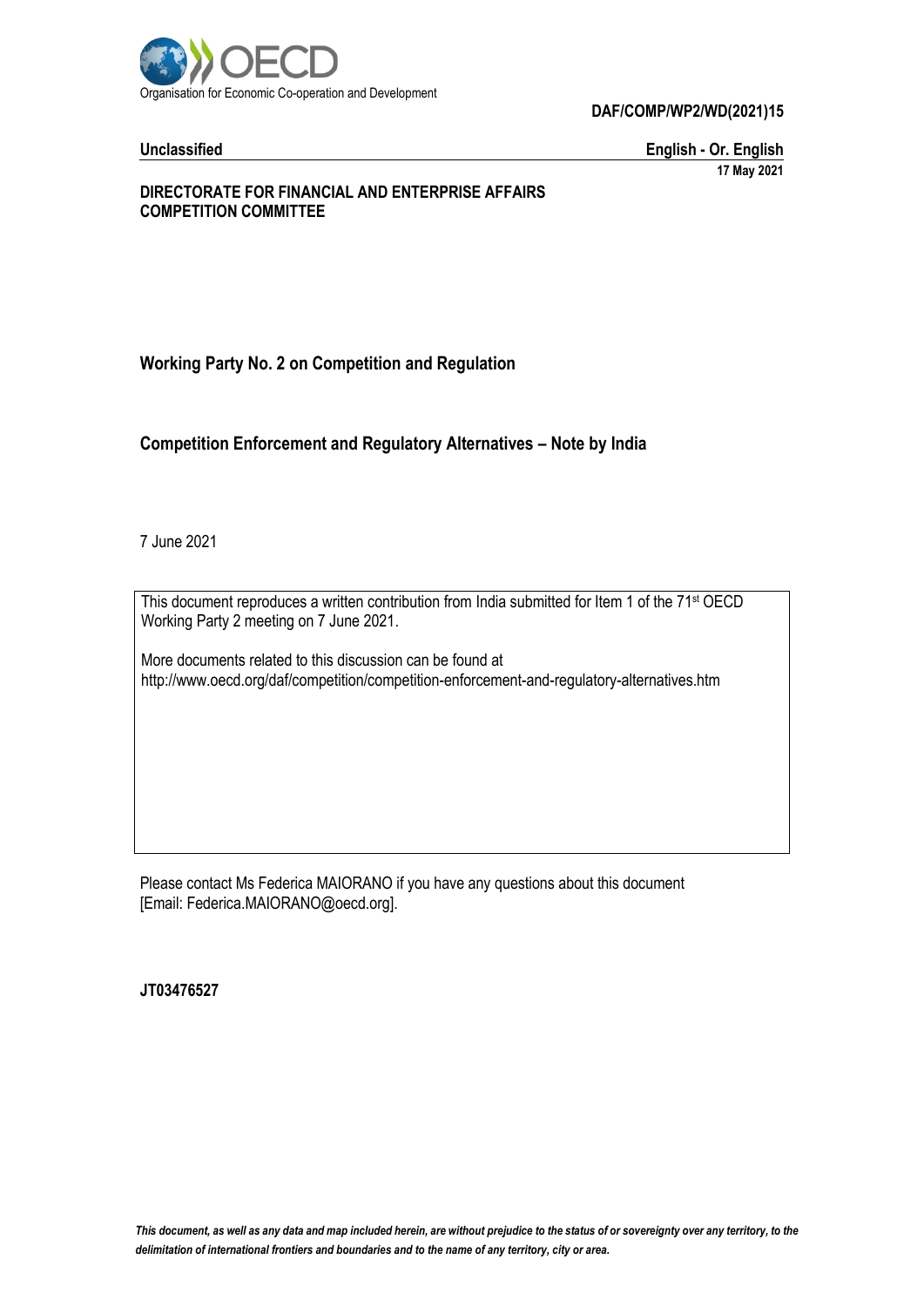Organisation for Economic Co-operation and Development

**DAF/COMP/WP2/WD(2021)15**

**Unclassified** **English - Or. English**

**17 May 2021**

**DIRECTORATE FOR FINANCIAL AND ENTERPRISE AFFAIRS**
**COMPETITION COMMITTEE**

## Working Party No. 2 on Competition and Regulation

# Competition Enforcement and Regulatory Alternatives – Note by India

7 June 2021

This document reproduces a written contribution from India submitted for Item 1 of the 71st OECD Working Party 2 meeting on 7 June 2021.

More documents related to this discussion can be found at
http://www.oecd.org/daf/competition/competition-enforcement-and-regulatory-alternatives.htm

Please contact Ms Federica MAIORANO if you have any questions about this document [Email: Federica.MAIORANO@oecd.org].

**JT03476527**

*This document, as well as any data and map included herein, are without prejudice to the status of or sovereignty over any territory, to the delimitation of international frontiers and boundaries and to the name of any territory, city or area.*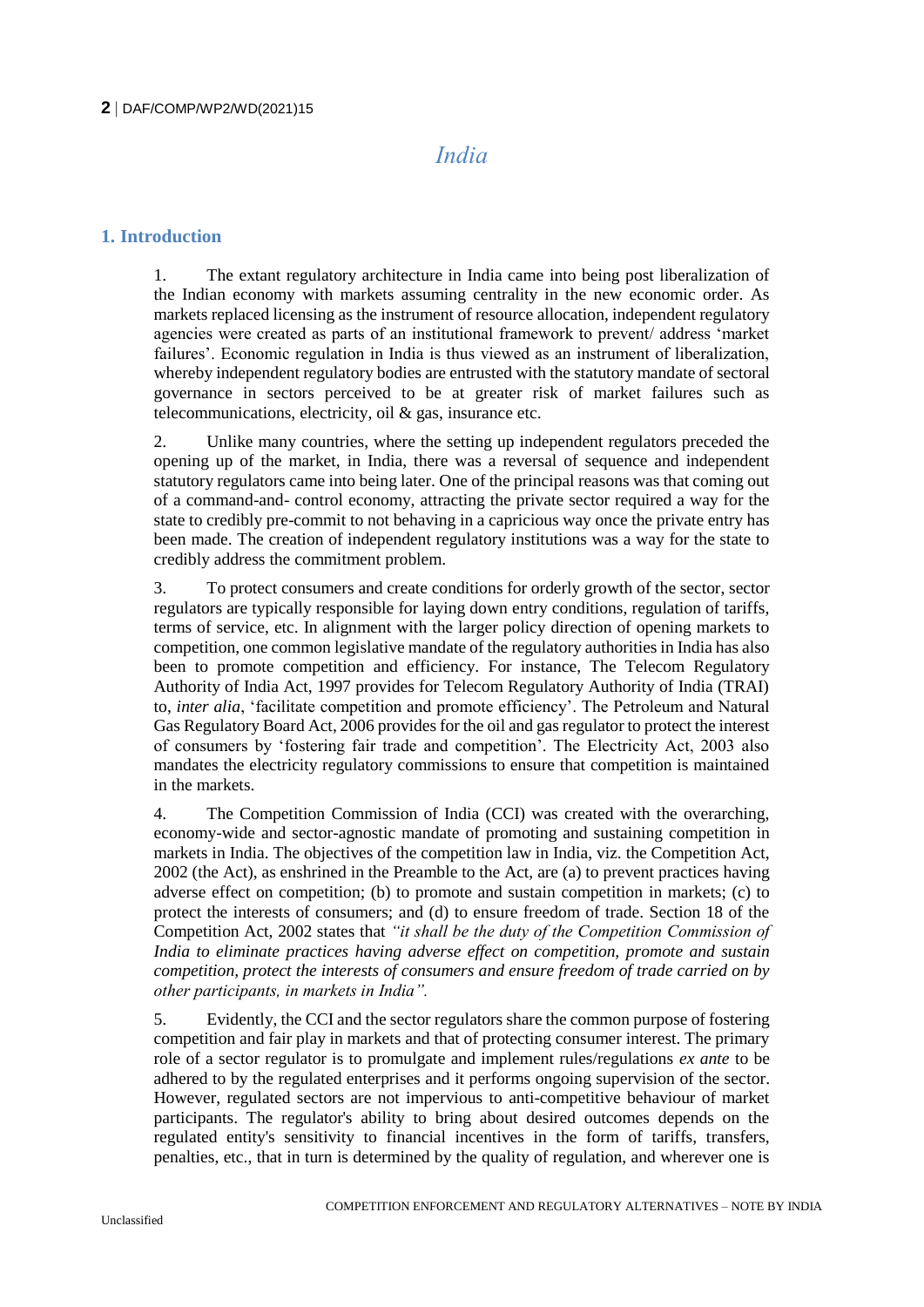# *India*

## 1. Introduction

1. The extant regulatory architecture in India came into being post liberalization of the Indian economy with markets assuming centrality in the new economic order. As markets replaced licensing as the instrument of resource allocation, independent regulatory agencies were created as parts of an institutional framework to prevent/ address 'market failures'. Economic regulation in India is thus viewed as an instrument of liberalization, whereby independent regulatory bodies are entrusted with the statutory mandate of sectoral governance in sectors perceived to be at greater risk of market failures such as telecommunications, electricity, oil & gas, insurance etc.

2. Unlike many countries, where the setting up independent regulators preceded the opening up of the market, in India, there was a reversal of sequence and independent statutory regulators came into being later. One of the principal reasons was that coming out of a command-and- control economy, attracting the private sector required a way for the state to credibly pre-commit to not behaving in a capricious way once the private entry has been made. The creation of independent regulatory institutions was a way for the state to credibly address the commitment problem.

3. To protect consumers and create conditions for orderly growth of the sector, sector regulators are typically responsible for laying down entry conditions, regulation of tariffs, terms of service, etc. In alignment with the larger policy direction of opening markets to competition, one common legislative mandate of the regulatory authorities in India has also been to promote competition and efficiency. For instance, The Telecom Regulatory Authority of India Act, 1997 provides for Telecom Regulatory Authority of India (TRAI) to, *inter alia*, 'facilitate competition and promote efficiency'. The Petroleum and Natural Gas Regulatory Board Act, 2006 provides for the oil and gas regulator to protect the interest of consumers by 'fostering fair trade and competition'. The Electricity Act, 2003 also mandates the electricity regulatory commissions to ensure that competition is maintained in the markets.

4. The Competition Commission of India (CCI) was created with the overarching, economy-wide and sector-agnostic mandate of promoting and sustaining competition in markets in India. The objectives of the competition law in India, viz. the Competition Act, 2002 (the Act), as enshrined in the Preamble to the Act, are (a) to prevent practices having adverse effect on competition; (b) to promote and sustain competition in markets; (c) to protect the interests of consumers; and (d) to ensure freedom of trade. Section 18 of the Competition Act, 2002 states that *"it shall be the duty of the Competition Commission of India to eliminate practices having adverse effect on competition, promote and sustain competition, protect the interests of consumers and ensure freedom of trade carried on by other participants, in markets in India".*

5. Evidently, the CCI and the sector regulators share the common purpose of fostering competition and fair play in markets and that of protecting consumer interest. The primary role of a sector regulator is to promulgate and implement rules/regulations *ex ante* to be adhered to by the regulated enterprises and it performs ongoing supervision of the sector. However, regulated sectors are not impervious to anti-competitive behaviour of market participants. The regulator's ability to bring about desired outcomes depends on the regulated entity's sensitivity to financial incentives in the form of tariffs, transfers, penalties, etc., that in turn is determined by the quality of regulation, and wherever one is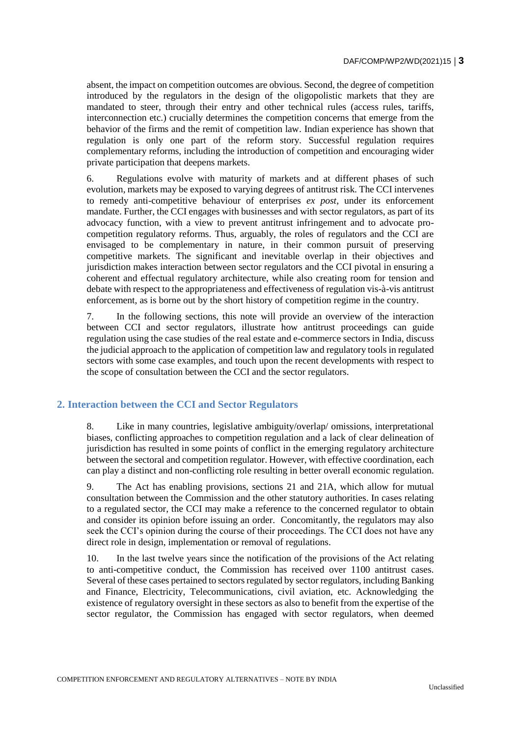absent, the impact on competition outcomes are obvious. Second, the degree of competition introduced by the regulators in the design of the oligopolistic markets that they are mandated to steer, through their entry and other technical rules (access rules, tariffs, interconnection etc.) crucially determines the competition concerns that emerge from the behavior of the firms and the remit of competition law. Indian experience has shown that regulation is only one part of the reform story. Successful regulation requires complementary reforms, including the introduction of competition and encouraging wider private participation that deepens markets.

6. Regulations evolve with maturity of markets and at different phases of such evolution, markets may be exposed to varying degrees of antitrust risk. The CCI intervenes to remedy anti-competitive behaviour of enterprises *ex post*, under its enforcement mandate. Further, the CCI engages with businesses and with sector regulators, as part of its advocacy function, with a view to prevent antitrust infringement and to advocate pro-competition regulatory reforms. Thus, arguably, the roles of regulators and the CCI are envisaged to be complementary in nature, in their common pursuit of preserving competitive markets. The significant and inevitable overlap in their objectives and jurisdiction makes interaction between sector regulators and the CCI pivotal in ensuring a coherent and effectual regulatory architecture, while also creating room for tension and debate with respect to the appropriateness and effectiveness of regulation vis-à-vis antitrust enforcement, as is borne out by the short history of competition regime in the country.

7. In the following sections, this note will provide an overview of the interaction between CCI and sector regulators, illustrate how antitrust proceedings can guide regulation using the case studies of the real estate and e-commerce sectors in India, discuss the judicial approach to the application of competition law and regulatory tools in regulated sectors with some case examples, and touch upon the recent developments with respect to the scope of consultation between the CCI and the sector regulators.

## 2. Interaction between the CCI and Sector Regulators

8. Like in many countries, legislative ambiguity/overlap/ omissions, interpretational biases, conflicting approaches to competition regulation and a lack of clear delineation of jurisdiction has resulted in some points of conflict in the emerging regulatory architecture between the sectoral and competition regulator. However, with effective coordination, each can play a distinct and non-conflicting role resulting in better overall economic regulation.

9. The Act has enabling provisions, sections 21 and 21A, which allow for mutual consultation between the Commission and the other statutory authorities. In cases relating to a regulated sector, the CCI may make a reference to the concerned regulator to obtain and consider its opinion before issuing an order. Concomitantly, the regulators may also seek the CCI's opinion during the course of their proceedings. The CCI does not have any direct role in design, implementation or removal of regulations.

10. In the last twelve years since the notification of the provisions of the Act relating to anti-competitive conduct, the Commission has received over 1100 antitrust cases. Several of these cases pertained to sectors regulated by sector regulators, including Banking and Finance, Electricity, Telecommunications, civil aviation, etc. Acknowledging the existence of regulatory oversight in these sectors as also to benefit from the expertise of the sector regulator, the Commission has engaged with sector regulators, when deemed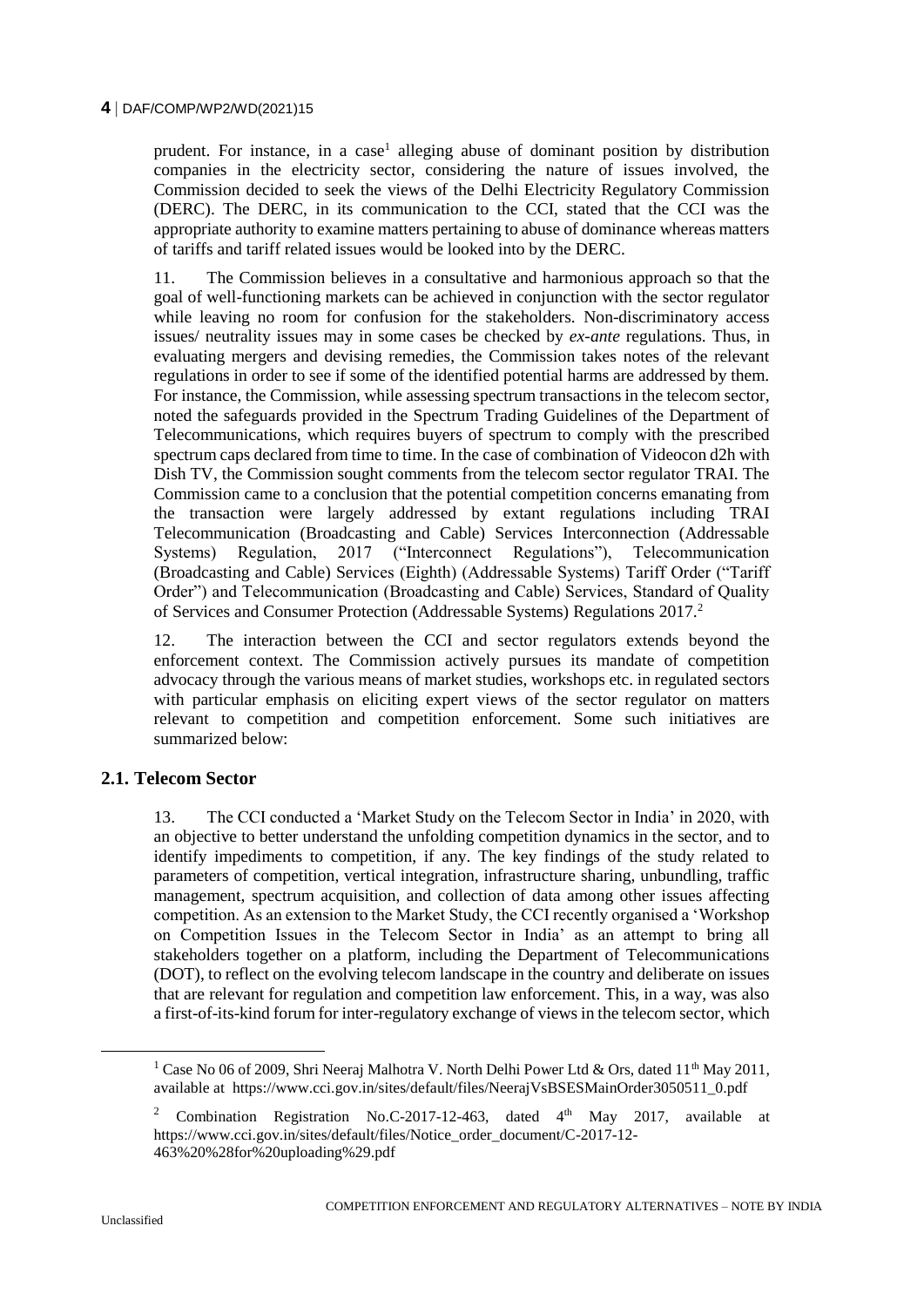prudent. For instance, in a case[1] alleging abuse of dominant position by distribution companies in the electricity sector, considering the nature of issues involved, the Commission decided to seek the views of the Delhi Electricity Regulatory Commission (DERC). The DERC, in its communication to the CCI, stated that the CCI was the appropriate authority to examine matters pertaining to abuse of dominance whereas matters of tariffs and tariff related issues would be looked into by the DERC.

11. The Commission believes in a consultative and harmonious approach so that the goal of well-functioning markets can be achieved in conjunction with the sector regulator while leaving no room for confusion for the stakeholders. Non-discriminatory access issues/ neutrality issues may in some cases be checked by *ex-ante* regulations. Thus, in evaluating mergers and devising remedies, the Commission takes notes of the relevant regulations in order to see if some of the identified potential harms are addressed by them. For instance, the Commission, while assessing spectrum transactions in the telecom sector, noted the safeguards provided in the Spectrum Trading Guidelines of the Department of Telecommunications, which requires buyers of spectrum to comply with the prescribed spectrum caps declared from time to time. In the case of combination of Videocon d2h with Dish TV, the Commission sought comments from the telecom sector regulator TRAI. The Commission came to a conclusion that the potential competition concerns emanating from the transaction were largely addressed by extant regulations including TRAI Telecommunication (Broadcasting and Cable) Services Interconnection (Addressable Systems) Regulation, 2017 ("Interconnect Regulations"), Telecommunication (Broadcasting and Cable) Services (Eighth) (Addressable Systems) Tariff Order ("Tariff Order") and Telecommunication (Broadcasting and Cable) Services, Standard of Quality of Services and Consumer Protection (Addressable Systems) Regulations 2017.[2]

12. The interaction between the CCI and sector regulators extends beyond the enforcement context. The Commission actively pursues its mandate of competition advocacy through the various means of market studies, workshops etc. in regulated sectors with particular emphasis on eliciting expert views of the sector regulator on matters relevant to competition and competition enforcement. Some such initiatives are summarized below:

## 2.1. Telecom Sector

13. The CCI conducted a 'Market Study on the Telecom Sector in India' in 2020, with an objective to better understand the unfolding competition dynamics in the sector, and to identify impediments to competition, if any. The key findings of the study related to parameters of competition, vertical integration, infrastructure sharing, unbundling, traffic management, spectrum acquisition, and collection of data among other issues affecting competition. As an extension to the Market Study, the CCI recently organised a 'Workshop on Competition Issues in the Telecom Sector in India' as an attempt to bring all stakeholders together on a platform, including the Department of Telecommunications (DOT), to reflect on the evolving telecom landscape in the country and deliberate on issues that are relevant for regulation and competition law enforcement. This, in a way, was also a first-of-its-kind forum for inter-regulatory exchange of views in the telecom sector, which

---

[1] Case No 06 of 2009, Shri Neeraj Malhotra V. North Delhi Power Ltd & Ors, dated 11th May 2011, available at https://www.cci.gov.in/sites/default/files/NeerajVsBSESMainOrder3050511_0.pdf

[2] Combination Registration No.C-2017-12-463, dated 4th May 2017, available at https://www.cci.gov.in/sites/default/files/Notice_order_document/C-2017-12-463%20%28for%20uploading%29.pdf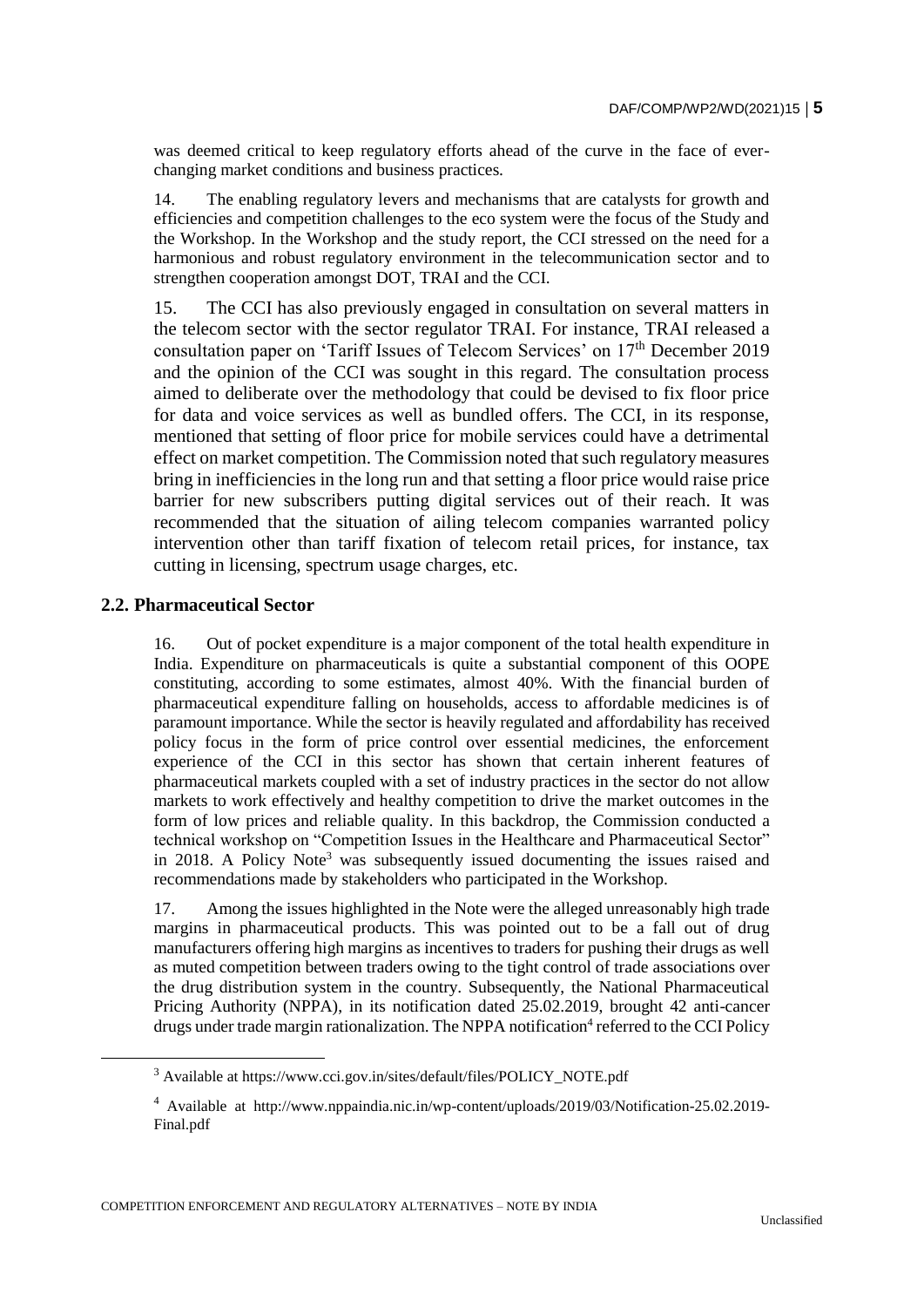was deemed critical to keep regulatory efforts ahead of the curve in the face of ever-changing market conditions and business practices.

14. The enabling regulatory levers and mechanisms that are catalysts for growth and efficiencies and competition challenges to the eco system were the focus of the Study and the Workshop. In the Workshop and the study report, the CCI stressed on the need for a harmonious and robust regulatory environment in the telecommunication sector and to strengthen cooperation amongst DOT, TRAI and the CCI.

15. The CCI has also previously engaged in consultation on several matters in the telecom sector with the sector regulator TRAI. For instance, TRAI released a consultation paper on 'Tariff Issues of Telecom Services' on 17th December 2019 and the opinion of the CCI was sought in this regard. The consultation process aimed to deliberate over the methodology that could be devised to fix floor price for data and voice services as well as bundled offers. The CCI, in its response, mentioned that setting of floor price for mobile services could have a detrimental effect on market competition. The Commission noted that such regulatory measures bring in inefficiencies in the long run and that setting a floor price would raise price barrier for new subscribers putting digital services out of their reach. It was recommended that the situation of ailing telecom companies warranted policy intervention other than tariff fixation of telecom retail prices, for instance, tax cutting in licensing, spectrum usage charges, etc.

## 2.2. Pharmaceutical Sector

16. Out of pocket expenditure is a major component of the total health expenditure in India. Expenditure on pharmaceuticals is quite a substantial component of this OOPE constituting, according to some estimates, almost 40%. With the financial burden of pharmaceutical expenditure falling on households, access to affordable medicines is of paramount importance. While the sector is heavily regulated and affordability has received policy focus in the form of price control over essential medicines, the enforcement experience of the CCI in this sector has shown that certain inherent features of pharmaceutical markets coupled with a set of industry practices in the sector do not allow markets to work effectively and healthy competition to drive the market outcomes in the form of low prices and reliable quality. In this backdrop, the Commission conducted a technical workshop on "Competition Issues in the Healthcare and Pharmaceutical Sector" in 2018. A Policy Note[3] was subsequently issued documenting the issues raised and recommendations made by stakeholders who participated in the Workshop.

17. Among the issues highlighted in the Note were the alleged unreasonably high trade margins in pharmaceutical products. This was pointed out to be a fall out of drug manufacturers offering high margins as incentives to traders for pushing their drugs as well as muted competition between traders owing to the tight control of trade associations over the drug distribution system in the country. Subsequently, the National Pharmaceutical Pricing Authority (NPPA), in its notification dated 25.02.2019, brought 42 anti-cancer drugs under trade margin rationalization. The NPPA notification[4] referred to the CCI Policy

---

[3] Available at https://www.cci.gov.in/sites/default/files/POLICY_NOTE.pdf

[4] Available at http://www.nppaindia.nic.in/wp-content/uploads/2019/03/Notification-25.02.2019-Final.pdf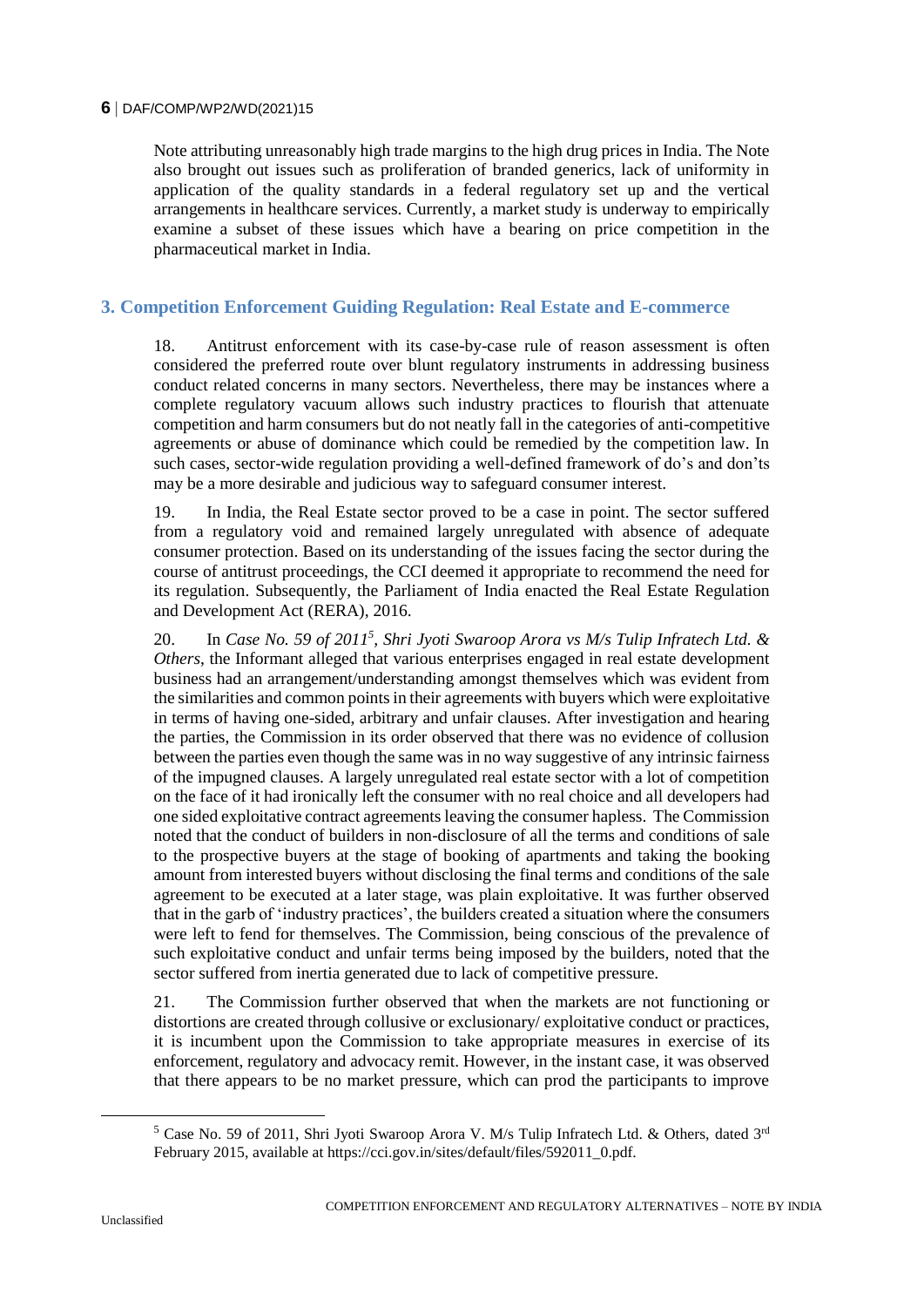Note attributing unreasonably high trade margins to the high drug prices in India. The Note also brought out issues such as proliferation of branded generics, lack of uniformity in application of the quality standards in a federal regulatory set up and the vertical arrangements in healthcare services. Currently, a market study is underway to empirically examine a subset of these issues which have a bearing on price competition in the pharmaceutical market in India.

## 3. Competition Enforcement Guiding Regulation: Real Estate and E-commerce

18. Antitrust enforcement with its case-by-case rule of reason assessment is often considered the preferred route over blunt regulatory instruments in addressing business conduct related concerns in many sectors. Nevertheless, there may be instances where a complete regulatory vacuum allows such industry practices to flourish that attenuate competition and harm consumers but do not neatly fall in the categories of anti-competitive agreements or abuse of dominance which could be remedied by the competition law. In such cases, sector-wide regulation providing a well-defined framework of do's and don'ts may be a more desirable and judicious way to safeguard consumer interest.

19. In India, the Real Estate sector proved to be a case in point. The sector suffered from a regulatory void and remained largely unregulated with absence of adequate consumer protection. Based on its understanding of the issues facing the sector during the course of antitrust proceedings, the CCI deemed it appropriate to recommend the need for its regulation. Subsequently, the Parliament of India enacted the Real Estate Regulation and Development Act (RERA), 2016.

20. In *Case No. 59 of 2011*[5], *Shri Jyoti Swaroop Arora vs M/s Tulip Infratech Ltd. & Others*, the Informant alleged that various enterprises engaged in real estate development business had an arrangement/understanding amongst themselves which was evident from the similarities and common points in their agreements with buyers which were exploitative in terms of having one-sided, arbitrary and unfair clauses. After investigation and hearing the parties, the Commission in its order observed that there was no evidence of collusion between the parties even though the same was in no way suggestive of any intrinsic fairness of the impugned clauses. A largely unregulated real estate sector with a lot of competition on the face of it had ironically left the consumer with no real choice and all developers had one sided exploitative contract agreements leaving the consumer hapless. The Commission noted that the conduct of builders in non-disclosure of all the terms and conditions of sale to the prospective buyers at the stage of booking of apartments and taking the booking amount from interested buyers without disclosing the final terms and conditions of the sale agreement to be executed at a later stage, was plain exploitative. It was further observed that in the garb of 'industry practices', the builders created a situation where the consumers were left to fend for themselves. The Commission, being conscious of the prevalence of such exploitative conduct and unfair terms being imposed by the builders, noted that the sector suffered from inertia generated due to lack of competitive pressure.

21. The Commission further observed that when the markets are not functioning or distortions are created through collusive or exclusionary/ exploitative conduct or practices, it is incumbent upon the Commission to take appropriate measures in exercise of its enforcement, regulatory and advocacy remit. However, in the instant case, it was observed that there appears to be no market pressure, which can prod the participants to improve

[5] Case No. 59 of 2011, Shri Jyoti Swaroop Arora V. M/s Tulip Infratech Ltd. & Others, dated 3rd February 2015, available at https://cci.gov.in/sites/default/files/592011_0.pdf.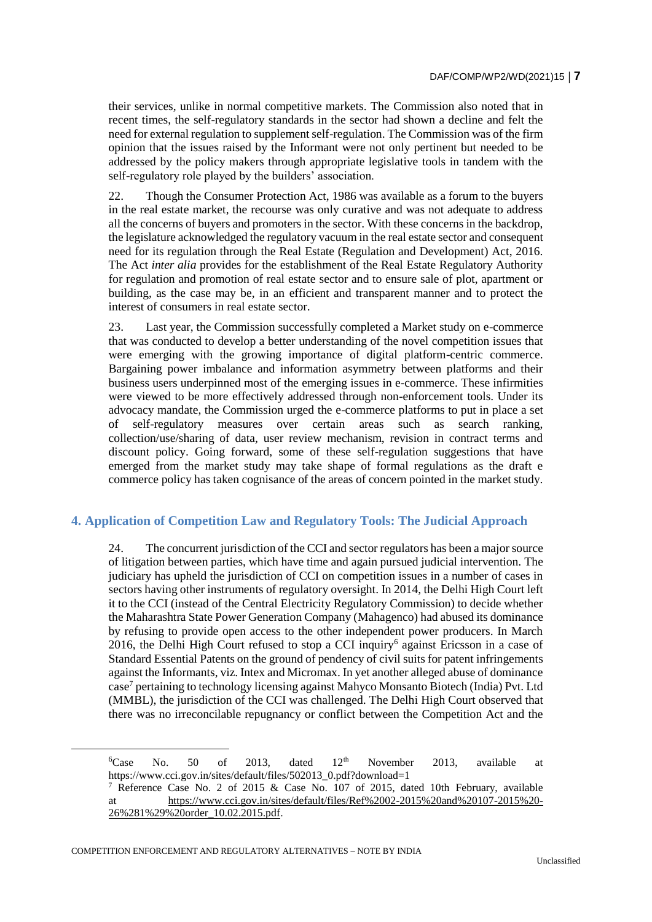their services, unlike in normal competitive markets. The Commission also noted that in recent times, the self-regulatory standards in the sector had shown a decline and felt the need for external regulation to supplement self-regulation. The Commission was of the firm opinion that the issues raised by the Informant were not only pertinent but needed to be addressed by the policy makers through appropriate legislative tools in tandem with the self-regulatory role played by the builders' association.

22. Though the Consumer Protection Act, 1986 was available as a forum to the buyers in the real estate market, the recourse was only curative and was not adequate to address all the concerns of buyers and promoters in the sector. With these concerns in the backdrop, the legislature acknowledged the regulatory vacuum in the real estate sector and consequent need for its regulation through the Real Estate (Regulation and Development) Act, 2016. The Act *inter alia* provides for the establishment of the Real Estate Regulatory Authority for regulation and promotion of real estate sector and to ensure sale of plot, apartment or building, as the case may be, in an efficient and transparent manner and to protect the interest of consumers in real estate sector.

23. Last year, the Commission successfully completed a Market study on e-commerce that was conducted to develop a better understanding of the novel competition issues that were emerging with the growing importance of digital platform-centric commerce. Bargaining power imbalance and information asymmetry between platforms and their business users underpinned most of the emerging issues in e-commerce. These infirmities were viewed to be more effectively addressed through non-enforcement tools. Under its advocacy mandate, the Commission urged the e-commerce platforms to put in place a set of self-regulatory measures over certain areas such as search ranking, collection/use/sharing of data, user review mechanism, revision in contract terms and discount policy. Going forward, some of these self-regulation suggestions that have emerged from the market study may take shape of formal regulations as the draft e commerce policy has taken cognisance of the areas of concern pointed in the market study.

## 4. Application of Competition Law and Regulatory Tools: The Judicial Approach

24. The concurrent jurisdiction of the CCI and sector regulators has been a major source of litigation between parties, which have time and again pursued judicial intervention. The judiciary has upheld the jurisdiction of CCI on competition issues in a number of cases in sectors having other instruments of regulatory oversight. In 2014, the Delhi High Court left it to the CCI (instead of the Central Electricity Regulatory Commission) to decide whether the Maharashtra State Power Generation Company (Mahagenco) had abused its dominance by refusing to provide open access to the other independent power producers. In March 2016, the Delhi High Court refused to stop a CCI inquiry[6] against Ericsson in a case of Standard Essential Patents on the ground of pendency of civil suits for patent infringements against the Informants, viz. Intex and Micromax. In yet another alleged abuse of dominance case[7] pertaining to technology licensing against Mahyco Monsanto Biotech (India) Pvt. Ltd (MMBL), the jurisdiction of the CCI was challenged. The Delhi High Court observed that there was no irreconcilable repugnancy or conflict between the Competition Act and the

---

[6] Case No. 50 of 2013, dated 12[th] November 2013, available at https://www.cci.gov.in/sites/default/files/502013_0.pdf?download=1

[7] Reference Case No. 2 of 2015 & Case No. 107 of 2015, dated 10th February, available at https://www.cci.gov.in/sites/default/files/Ref%2002-2015%20and%20107-2015%20-26%281%29%20order_10.02.2015.pdf.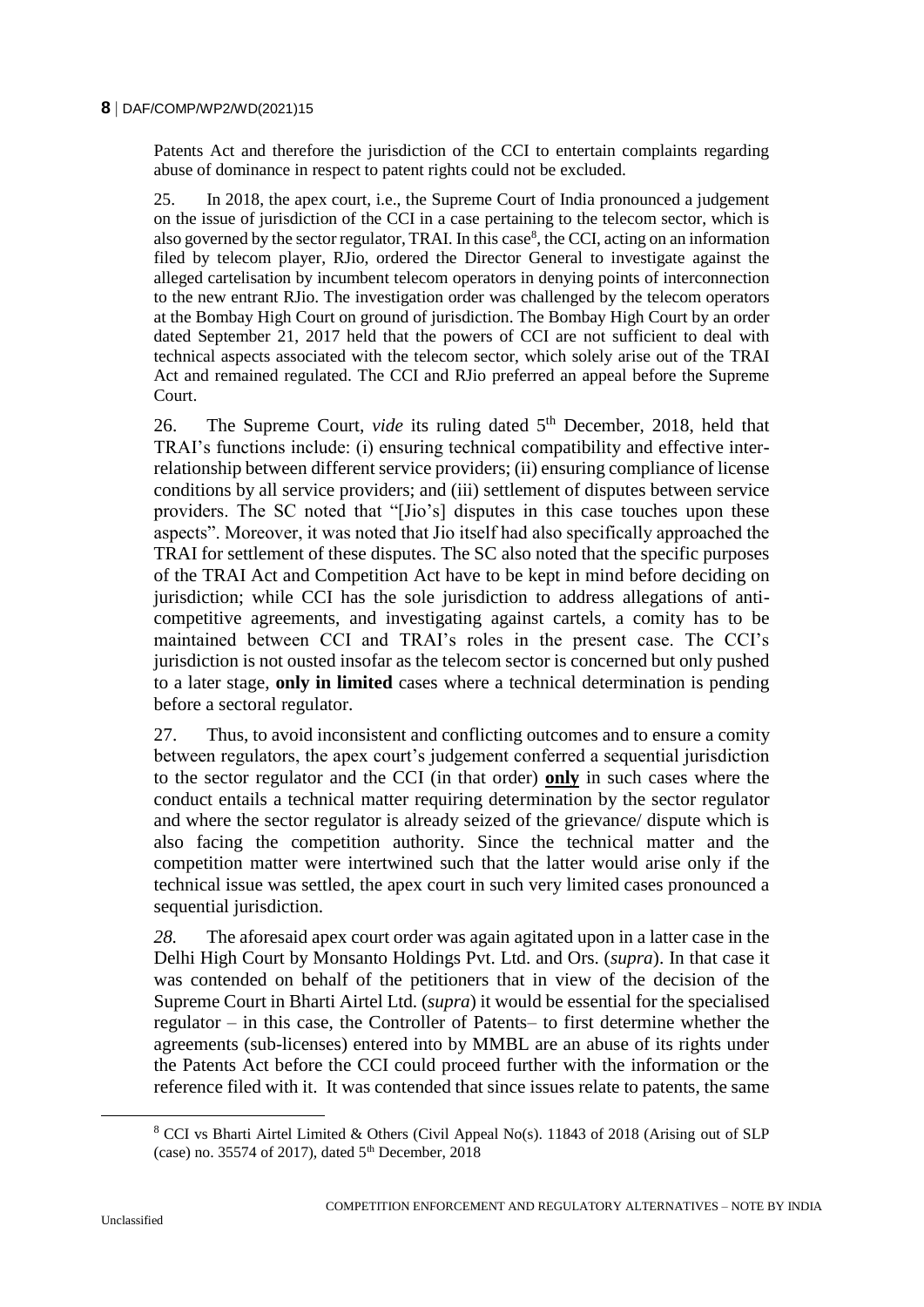Patents Act and therefore the jurisdiction of the CCI to entertain complaints regarding abuse of dominance in respect to patent rights could not be excluded.

25. In 2018, the apex court, i.e., the Supreme Court of India pronounced a judgement on the issue of jurisdiction of the CCI in a case pertaining to the telecom sector, which is also governed by the sector regulator, TRAI. In this case[8], the CCI, acting on an information filed by telecom player, RJio, ordered the Director General to investigate against the alleged cartelisation by incumbent telecom operators in denying points of interconnection to the new entrant RJio. The investigation order was challenged by the telecom operators at the Bombay High Court on ground of jurisdiction. The Bombay High Court by an order dated September 21, 2017 held that the powers of CCI are not sufficient to deal with technical aspects associated with the telecom sector, which solely arise out of the TRAI Act and remained regulated. The CCI and RJio preferred an appeal before the Supreme Court.

26. The Supreme Court, *vide* its ruling dated 5th December, 2018, held that TRAI's functions include: (i) ensuring technical compatibility and effective inter-relationship between different service providers; (ii) ensuring compliance of license conditions by all service providers; and (iii) settlement of disputes between service providers. The SC noted that "[Jio's] disputes in this case touches upon these aspects". Moreover, it was noted that Jio itself had also specifically approached the TRAI for settlement of these disputes. The SC also noted that the specific purposes of the TRAI Act and Competition Act have to be kept in mind before deciding on jurisdiction; while CCI has the sole jurisdiction to address allegations of anti-competitive agreements, and investigating against cartels, a comity has to be maintained between CCI and TRAI's roles in the present case. The CCI's jurisdiction is not ousted insofar as the telecom sector is concerned but only pushed to a later stage, **only in limited** cases where a technical determination is pending before a sectoral regulator.

27. Thus, to avoid inconsistent and conflicting outcomes and to ensure a comity between regulators, the apex court's judgement conferred a sequential jurisdiction to the sector regulator and the CCI (in that order) **only** in such cases where the conduct entails a technical matter requiring determination by the sector regulator and where the sector regulator is already seized of the grievance/ dispute which is also facing the competition authority. Since the technical matter and the competition matter were intertwined such that the latter would arise only if the technical issue was settled, the apex court in such very limited cases pronounced a sequential jurisdiction.

*28.* The aforesaid apex court order was again agitated upon in a latter case in the Delhi High Court by Monsanto Holdings Pvt. Ltd. and Ors. (*supra*). In that case it was contended on behalf of the petitioners that in view of the decision of the Supreme Court in Bharti Airtel Ltd. (*supra*) it would be essential for the specialised regulator – in this case, the Controller of Patents– to first determine whether the agreements (sub-licenses) entered into by MMBL are an abuse of its rights under the Patents Act before the CCI could proceed further with the information or the reference filed with it. It was contended that since issues relate to patents, the same

[8] CCI vs Bharti Airtel Limited & Others (Civil Appeal No(s). 11843 of 2018 (Arising out of SLP (case) no. 35574 of 2017), dated 5th December, 2018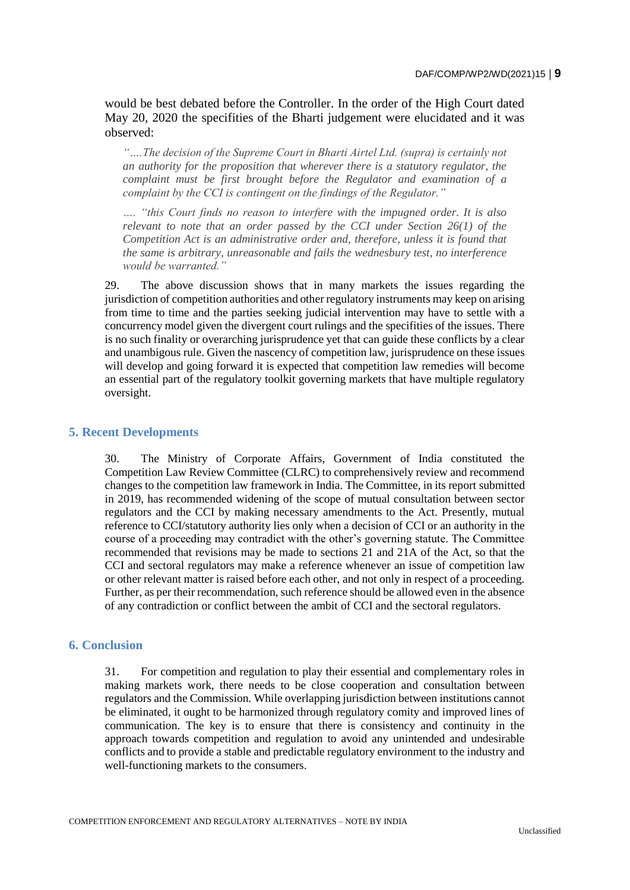would be best debated before the Controller. In the order of the High Court dated May 20, 2020 the specifities of the Bharti judgement were elucidated and it was observed:

> *"….The decision of the Supreme Court in Bharti Airtel Ltd. (supra) is certainly not an authority for the proposition that wherever there is a statutory regulator, the complaint must be first brought before the Regulator and examination of a complaint by the CCI is contingent on the findings of the Regulator."*
>
> *…. "this Court finds no reason to interfere with the impugned order. It is also relevant to note that an order passed by the CCI under Section 26(1) of the Competition Act is an administrative order and, therefore, unless it is found that the same is arbitrary, unreasonable and fails the wednesbury test, no interference would be warranted."*

29. The above discussion shows that in many markets the issues regarding the jurisdiction of competition authorities and other regulatory instruments may keep on arising from time to time and the parties seeking judicial intervention may have to settle with a concurrency model given the divergent court rulings and the specifities of the issues. There is no such finality or overarching jurisprudence yet that can guide these conflicts by a clear and unambiguous rule. Given the nascency of competition law, jurisprudence on these issues will develop and going forward it is expected that competition law remedies will become an essential part of the regulatory toolkit governing markets that have multiple regulatory oversight.

## 5. Recent Developments

30. The Ministry of Corporate Affairs, Government of India constituted the Competition Law Review Committee (CLRC) to comprehensively review and recommend changes to the competition law framework in India. The Committee, in its report submitted in 2019, has recommended widening of the scope of mutual consultation between sector regulators and the CCI by making necessary amendments to the Act. Presently, mutual reference to CCI/statutory authority lies only when a decision of CCI or an authority in the course of a proceeding may contradict with the other's governing statute. The Committee recommended that revisions may be made to sections 21 and 21A of the Act, so that the CCI and sectoral regulators may make a reference whenever an issue of competition law or other relevant matter is raised before each other, and not only in respect of a proceeding. Further, as per their recommendation, such reference should be allowed even in the absence of any contradiction or conflict between the ambit of CCI and the sectoral regulators.

## 6. Conclusion

31. For competition and regulation to play their essential and complementary roles in making markets work, there needs to be close cooperation and consultation between regulators and the Commission. While overlapping jurisdiction between institutions cannot be eliminated, it ought to be harmonized through regulatory comity and improved lines of communication. The key is to ensure that there is consistency and continuity in the approach towards competition and regulation to avoid any unintended and undesirable conflicts and to provide a stable and predictable regulatory environment to the industry and well-functioning markets to the consumers.